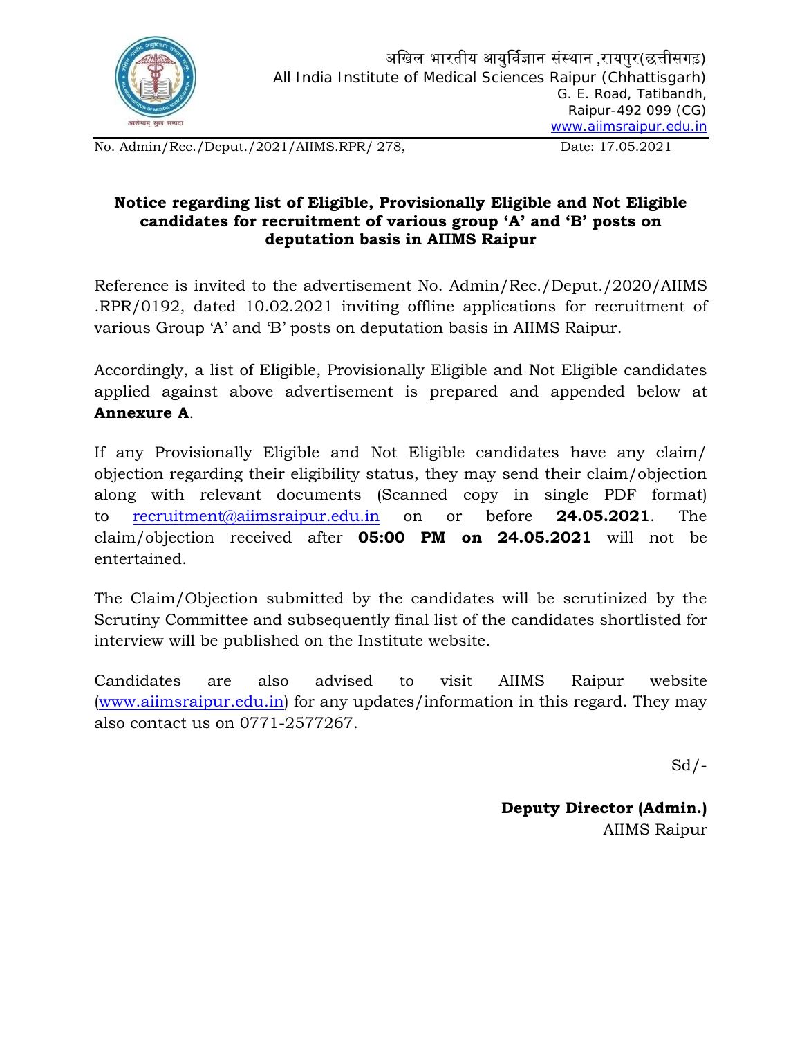अखिल भारतीय आयुर्विज्ञान संस्थान ,रायपुर(छत्तीसगढ़)
All India Institute of Medical Sciences Raipur (Chhattisgarh)
G. E. Road, Tatibandh,
Raipur-492 099 (CG)
www.aiimsraipur.edu.in

No. Admin/Rec./Deput./2021/AIIMS.RPR/ 278, Date: 17.05.2021

**Notice regarding list of Eligible, Provisionally Eligible and Not Eligible candidates for recruitment of various group 'A' and 'B' posts on deputation basis in AIIMS Raipur**

Reference is invited to the advertisement No. Admin/Rec./Deput./2020/AIIMS .RPR/0192, dated 10.02.2021 inviting offline applications for recruitment of various Group 'A' and 'B' posts on deputation basis in AIIMS Raipur.

Accordingly, a list of Eligible, Provisionally Eligible and Not Eligible candidates applied against above advertisement is prepared and appended below at **Annexure A**.

If any Provisionally Eligible and Not Eligible candidates have any claim/ objection regarding their eligibility status, they may send their claim/objection along with relevant documents (Scanned copy in single PDF format) to recruitment@aiimsraipur.edu.in on or before **24.05.2021**. The claim/objection received after **05:00 PM on 24.05.2021** will not be entertained.

The Claim/Objection submitted by the candidates will be scrutinized by the Scrutiny Committee and subsequently final list of the candidates shortlisted for interview will be published on the Institute website.

Candidates are also advised to visit AIIMS Raipur website (www.aiimsraipur.edu.in) for any updates/information in this regard. They may also contact us on 0771-2577267.

Sd/-

**Deputy Director (Admin.)**
AIIMS Raipur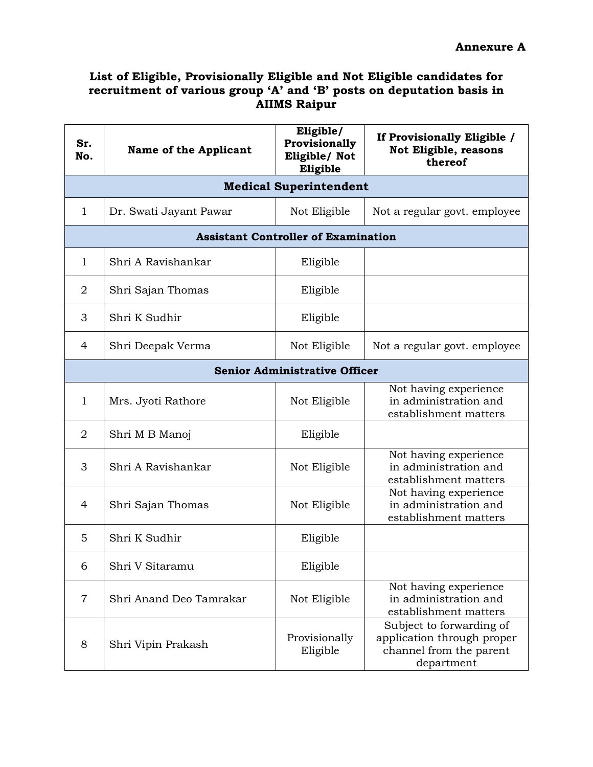**Annexure A**

**List of Eligible, Provisionally Eligible and Not Eligible candidates for recruitment of various group 'A' and 'B' posts on deputation basis in AIIMS Raipur**

| Sr. No. | Name of the Applicant | Eligible/ Provisionally Eligible/ Not Eligible | If Provisionally Eligible / Not Eligible, reasons thereof |
|---|---|---|---|
| **Medical Superintendent** | | | |
| 1 | Dr. Swati Jayant Pawar | Not Eligible | Not a regular govt. employee |
| **Assistant Controller of Examination** | | | |
| 1 | Shri A Ravishankar | Eligible | |
| 2 | Shri Sajan Thomas | Eligible | |
| 3 | Shri K Sudhir | Eligible | |
| 4 | Shri Deepak Verma | Not Eligible | Not a regular govt. employee |
| **Senior Administrative Officer** | | | |
| 1 | Mrs. Jyoti Rathore | Not Eligible | Not having experience in administration and establishment matters |
| 2 | Shri M B Manoj | Eligible | |
| 3 | Shri A Ravishankar | Not Eligible | Not having experience in administration and establishment matters |
| 4 | Shri Sajan Thomas | Not Eligible | Not having experience in administration and establishment matters |
| 5 | Shri K Sudhir | Eligible | |
| 6 | Shri V Sitaramu | Eligible | |
| 7 | Shri Anand Deo Tamrakar | Not Eligible | Not having experience in administration and establishment matters |
| 8 | Shri Vipin Prakash | Provisionally Eligible | Subject to forwarding of application through proper channel from the parent department |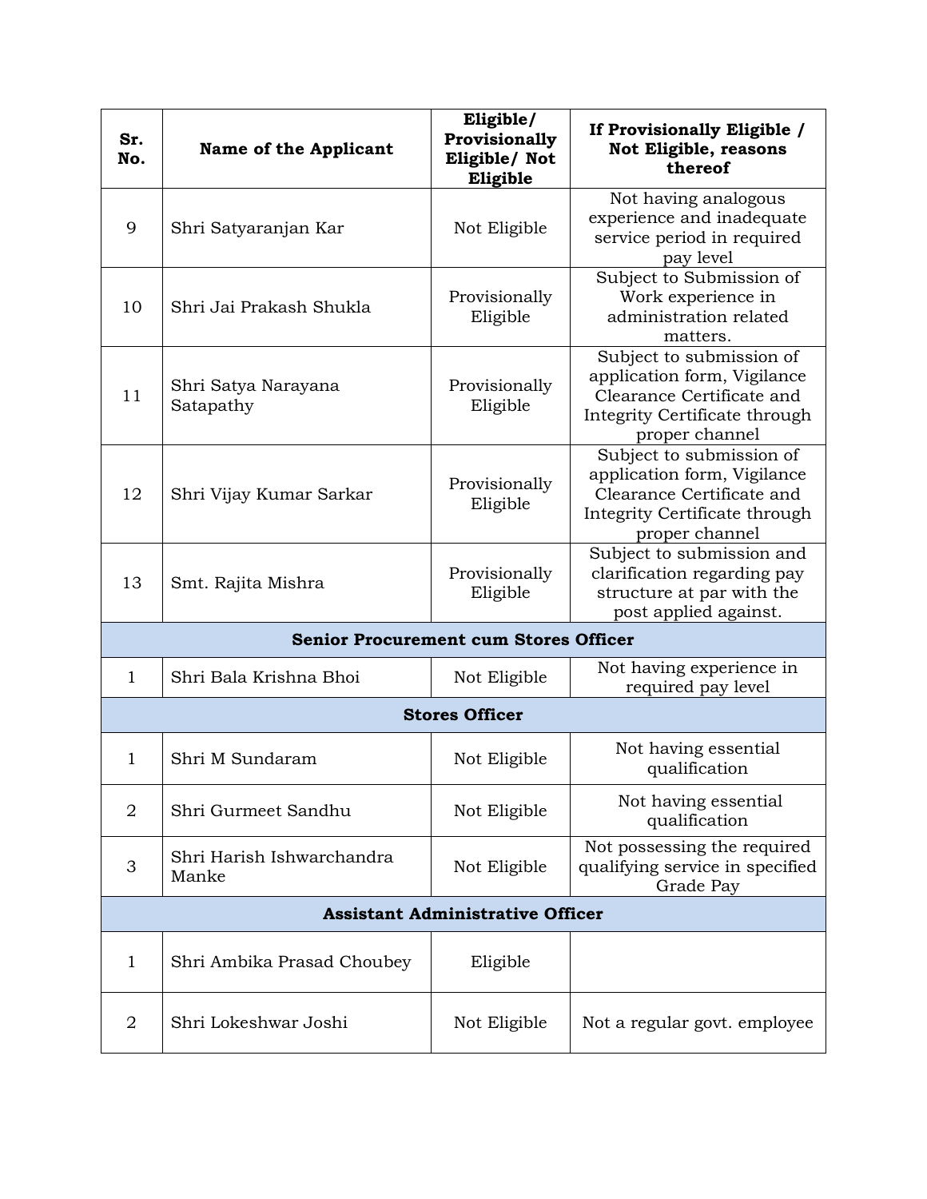| Sr. No. | Name of the Applicant | Eligible/ Provisionally Eligible/ Not Eligible | If Provisionally Eligible / Not Eligible, reasons thereof |
|---|---|---|---|
| 9 | Shri Satyaranjan Kar | Not Eligible | Not having analogous experience and inadequate service period in required pay level |
| 10 | Shri Jai Prakash Shukla | Provisionally Eligible | Subject to Submission of Work experience in administration related matters. |
| 11 | Shri Satya Narayana Satapathy | Provisionally Eligible | Subject to submission of application form, Vigilance Clearance Certificate and Integrity Certificate through proper channel |
| 12 | Shri Vijay Kumar Sarkar | Provisionally Eligible | Subject to submission of application form, Vigilance Clearance Certificate and Integrity Certificate through proper channel |
| 13 | Smt. Rajita Mishra | Provisionally Eligible | Subject to submission and clarification regarding pay structure at par with the post applied against. |
| **Senior Procurement cum Stores Officer** | | | |
| 1 | Shri Bala Krishna Bhoi | Not Eligible | Not having experience in required pay level |
| **Stores Officer** | | | |
| 1 | Shri M Sundaram | Not Eligible | Not having essential qualification |
| 2 | Shri Gurmeet Sandhu | Not Eligible | Not having essential qualification |
| 3 | Shri Harish Ishwarchandra Manke | Not Eligible | Not possessing the required qualifying service in specified Grade Pay |
| **Assistant Administrative Officer** | | | |
| 1 | Shri Ambika Prasad Choubey | Eligible | |
| 2 | Shri Lokeshwar Joshi | Not Eligible | Not a regular govt. employee |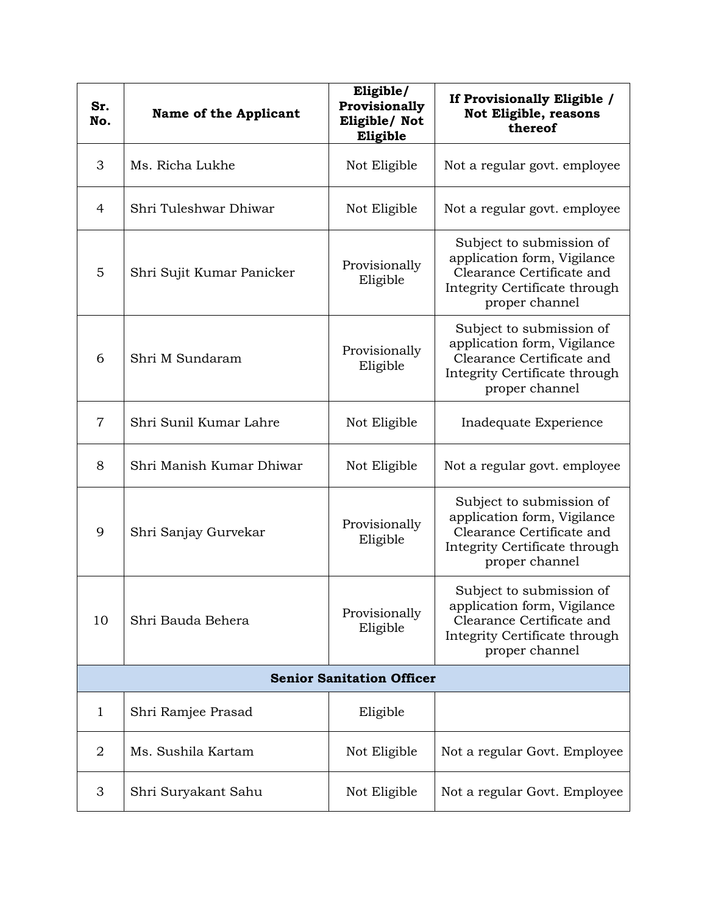| Sr. No. | Name of the Applicant | Eligible/ Provisionally Eligible/ Not Eligible | If Provisionally Eligible / Not Eligible, reasons thereof |
|---|---|---|---|
| 3 | Ms. Richa Lukhe | Not Eligible | Not a regular govt. employee |
| 4 | Shri Tuleshwar Dhiwar | Not Eligible | Not a regular govt. employee |
| 5 | Shri Sujit Kumar Panicker | Provisionally Eligible | Subject to submission of application form, Vigilance Clearance Certificate and Integrity Certificate through proper channel |
| 6 | Shri M Sundaram | Provisionally Eligible | Subject to submission of application form, Vigilance Clearance Certificate and Integrity Certificate through proper channel |
| 7 | Shri Sunil Kumar Lahre | Not Eligible | Inadequate Experience |
| 8 | Shri Manish Kumar Dhiwar | Not Eligible | Not a regular govt. employee |
| 9 | Shri Sanjay Gurvekar | Provisionally Eligible | Subject to submission of application form, Vigilance Clearance Certificate and Integrity Certificate through proper channel |
| 10 | Shri Bauda Behera | Provisionally Eligible | Subject to submission of application form, Vigilance Clearance Certificate and Integrity Certificate through proper channel |
| **Senior Sanitation Officer** | | | |
| 1 | Shri Ramjee Prasad | Eligible | |
| 2 | Ms. Sushila Kartam | Not Eligible | Not a regular Govt. Employee |
| 3 | Shri Suryakant Sahu | Not Eligible | Not a regular Govt. Employee |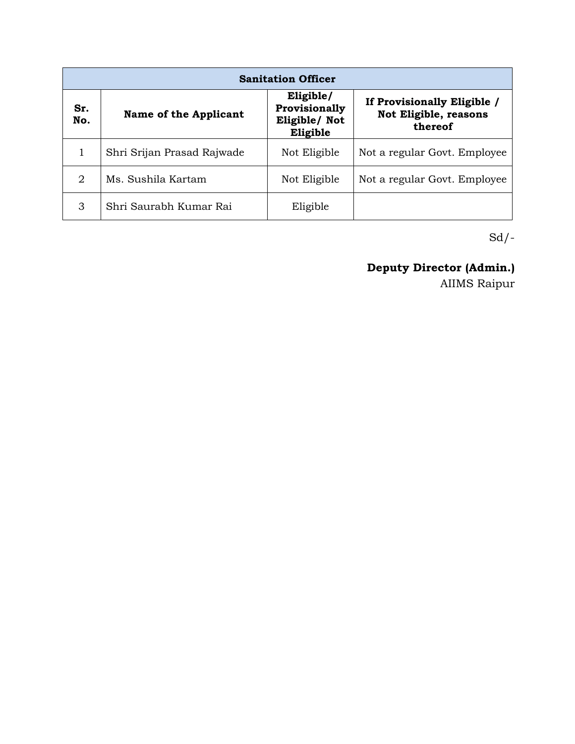| Sanitation Officer | | | |
|---|---|---|---|
| **Sr. No.** | **Name of the Applicant** | **Eligible/ Provisionally Eligible/ Not Eligible** | **If Provisionally Eligible / Not Eligible, reasons thereof** |
| 1 | Shri Srijan Prasad Rajwade | Not Eligible | Not a regular Govt. Employee |
| 2 | Ms. Sushila Kartam | Not Eligible | Not a regular Govt. Employee |
| 3 | Shri Saurabh Kumar Rai | Eligible | |

Sd/-

**Deputy Director (Admin.)**
AIIMS Raipur